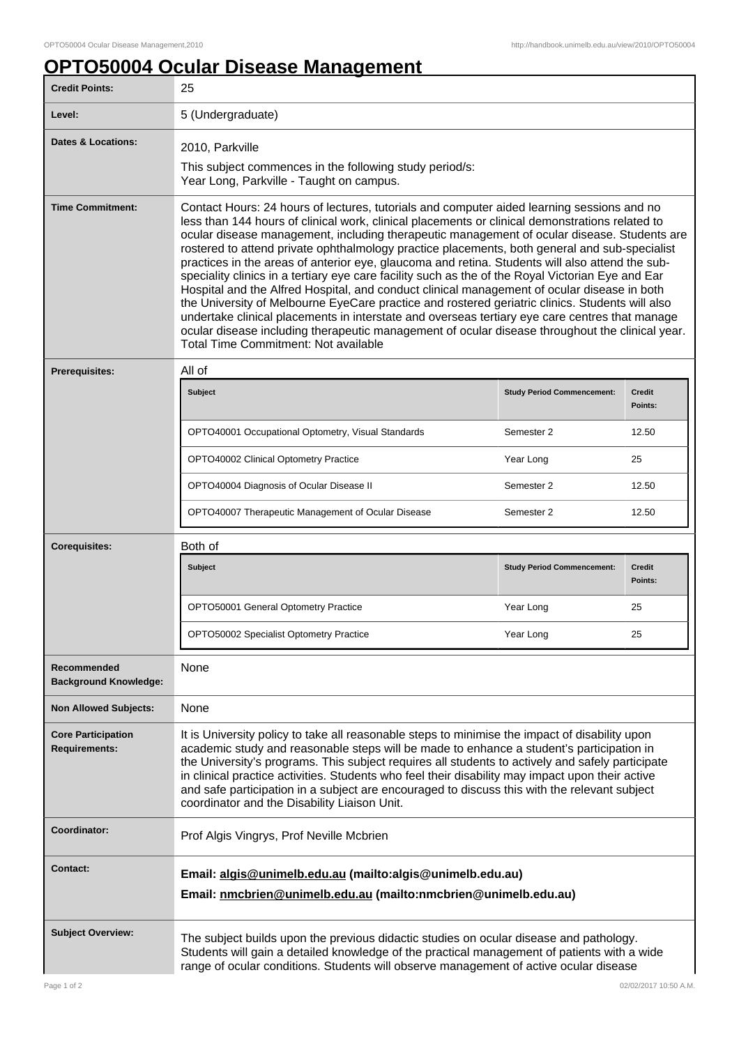# OPTO50004 Ocular Disease Management

| | |
|---|---|
| **Credit Points:** | 25 |
| **Level:** | 5 (Undergraduate) |
| **Dates & Locations:** | 2010, Parkville<br>This subject commences in the following study period/s:<br>Year Long, Parkville - Taught on campus. |
| **Time Commitment:** | Contact Hours: 24 hours of lectures, tutorials and computer aided learning sessions and no less than 144 hours of clinical work, clinical placements or clinical demonstrations related to ocular disease management, including therapeutic management of ocular disease. Students are rostered to attend private ophthalmology practice placements, both general and sub-specialist practices in the areas of anterior eye, glaucoma and retina. Students will also attend the sub-speciality clinics in a tertiary eye care facility such as the of the Royal Victorian Eye and Ear Hospital and the Alfred Hospital, and conduct clinical management of ocular disease in both the University of Melbourne EyeCare practice and rostered geriatric clinics. Students will also undertake clinical placements in interstate and overseas tertiary eye care centres that manage ocular disease including therapeutic management of ocular disease throughout the clinical year.<br>Total Time Commitment: Not available |
| **Prerequisites:** | All of |

| Subject | Study Period Commencement: | Credit Points: |
|---|---|---|
| OPTO40001 Occupational Optometry, Visual Standards | Semester 2 | 12.50 |
| OPTO40002 Clinical Optometry Practice | Year Long | 25 |
| OPTO40004 Diagnosis of Ocular Disease II | Semester 2 | 12.50 |
| OPTO40007 Therapeutic Management of Ocular Disease | Semester 2 | 12.50 |

**Corequisites:** Both of

| Subject | Study Period Commencement: | Credit Points: |
|---|---|---|
| OPTO50001 General Optometry Practice | Year Long | 25 |
| OPTO50002 Specialist Optometry Practice | Year Long | 25 |

| | |
|---|---|
| **Recommended Background Knowledge:** | None |
| **Non Allowed Subjects:** | None |
| **Core Participation Requirements:** | It is University policy to take all reasonable steps to minimise the impact of disability upon academic study and reasonable steps will be made to enhance a student's participation in the University's programs. This subject requires all students to actively and safely participate in clinical practice activities. Students who feel their disability may impact upon their active and safe participation in a subject are encouraged to discuss this with the relevant subject coordinator and the Disability Liaison Unit. |
| **Coordinator:** | Prof Algis Vingrys, Prof Neville Mcbrien |
| **Contact:** | **Email: algis@unimelb.edu.au (mailto:algis@unimelb.edu.au)**<br>**Email: nmcbrien@unimelb.edu.au (mailto:nmcbrien@unimelb.edu.au)** |
| **Subject Overview:** | The subject builds upon the previous didactic studies on ocular disease and pathology. Students will gain a detailed knowledge of the practical management of patients with a wide range of ocular conditions. Students will observe management of active ocular disease |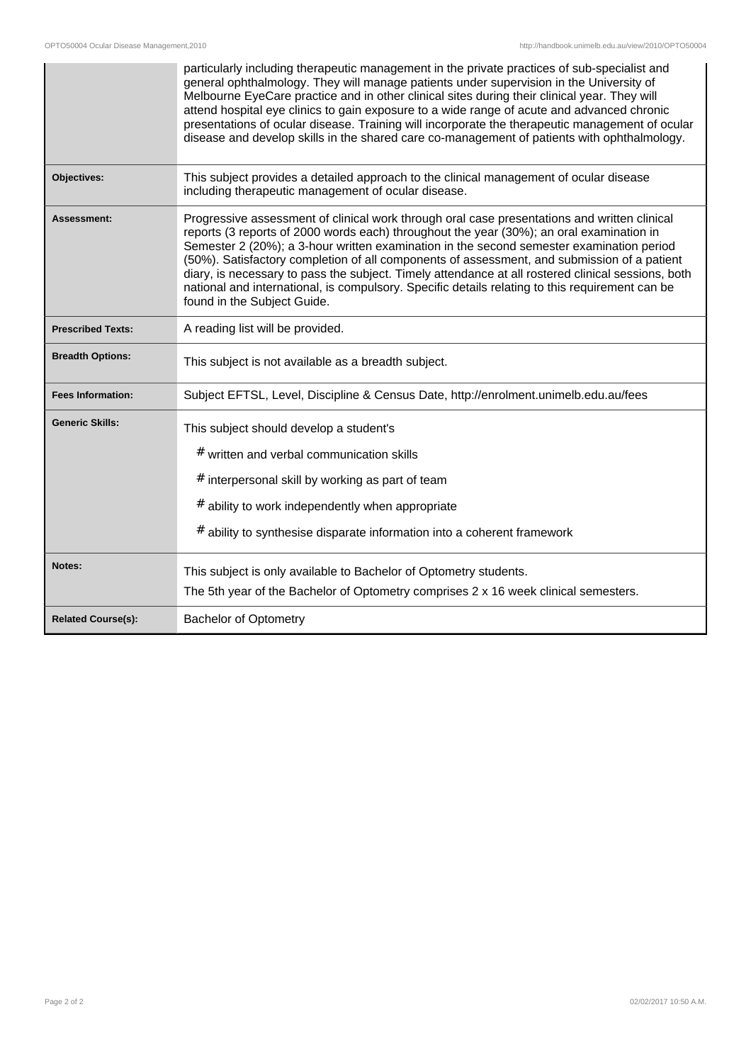| | |
|---|---|
| | particularly including therapeutic management in the private practices of sub-specialist and general ophthalmology. They will manage patients under supervision in the University of Melbourne EyeCare practice and in other clinical sites during their clinical year. They will attend hospital eye clinics to gain exposure to a wide range of acute and advanced chronic presentations of ocular disease. Training will incorporate the therapeutic management of ocular disease and develop skills in the shared care co-management of patients with ophthalmology. |
| **Objectives:** | This subject provides a detailed approach to the clinical management of ocular disease including therapeutic management of ocular disease. |
| **Assessment:** | Progressive assessment of clinical work through oral case presentations and written clinical reports (3 reports of 2000 words each) throughout the year (30%); an oral examination in Semester 2 (20%); a 3-hour written examination in the second semester examination period (50%). Satisfactory completion of all components of assessment, and submission of a patient diary, is necessary to pass the subject. Timely attendance at all rostered clinical sessions, both national and international, is compulsory. Specific details relating to this requirement can be found in the Subject Guide. |
| **Prescribed Texts:** | A reading list will be provided. |
| **Breadth Options:** | This subject is not available as a breadth subject. |
| **Fees Information:** | Subject EFTSL, Level, Discipline & Census Date, http://enrolment.unimelb.edu.au/fees |
| **Generic Skills:** | This subject should develop a student's<br># written and verbal communication skills<br># interpersonal skill by working as part of team<br># ability to work independently when appropriate<br># ability to synthesise disparate information into a coherent framework |
| **Notes:** | This subject is only available to Bachelor of Optometry students.<br>The 5th year of the Bachelor of Optometry comprises 2 x 16 week clinical semesters. |
| **Related Course(s):** | Bachelor of Optometry |